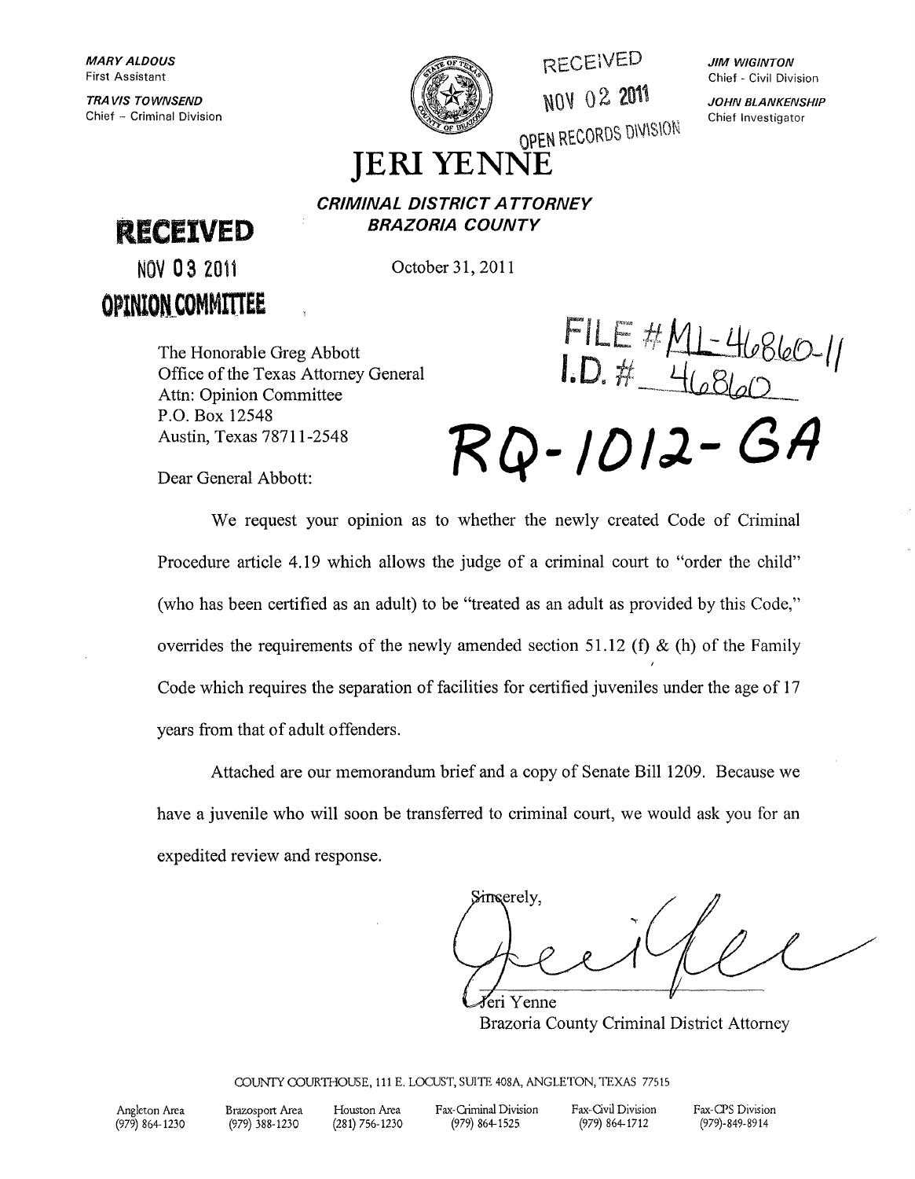*MARY ALDOUS*
First Assistant

*TRAVIS TOWNSEND*
Chief – Criminal Division

RECEIVED
NOV 02 2011
OPEN RECORDS DIVISION

*JIM WIGINTON*
Chief - Civil Division

*JOHN BLANKENSHIP*
Chief Investigator

# JERI YENNE

***CRIMINAL DISTRICT ATTORNEY***
***BRAZORIA COUNTY***

**RECEIVED**
NOV 03 2011
**OPINION COMMITTEE**

October 31, 2011

FILE # ML-46860-11
I.D. # 46860

**RQ-1012-GA**

The Honorable Greg Abbott
Office of the Texas Attorney General
Attn: Opinion Committee
P.O. Box 12548
Austin, Texas 78711-2548

Dear General Abbott:

We request your opinion as to whether the newly created Code of Criminal Procedure article 4.19 which allows the judge of a criminal court to "order the child" (who has been certified as an adult) to be "treated as an adult as provided by this Code," overrides the requirements of the newly amended section 51.12 (f) & (h) of the Family Code which requires the separation of facilities for certified juveniles under the age of 17 years from that of adult offenders.

Attached are our memorandum brief and a copy of Senate Bill 1209. Because we have a juvenile who will soon be transferred to criminal court, we would ask you for an expedited review and response.

Sincerely,

Jeri Yenne
Brazoria County Criminal District Attorney

COUNTY COURTHOUSE, 111 E. LOCUST, SUITE 408A, ANGLETON, TEXAS 77515

| Angleton Area | Brazosport Area | Houston Area | Fax-Criminal Division | Fax-Civil Division | Fax-CPS Division |
|---|---|---|---|---|---|
| (979) 864-1230 | (979) 388-1230 | (281) 756-1230 | (979) 864-1525 | (979) 864-1712 | (979)-849-8914 |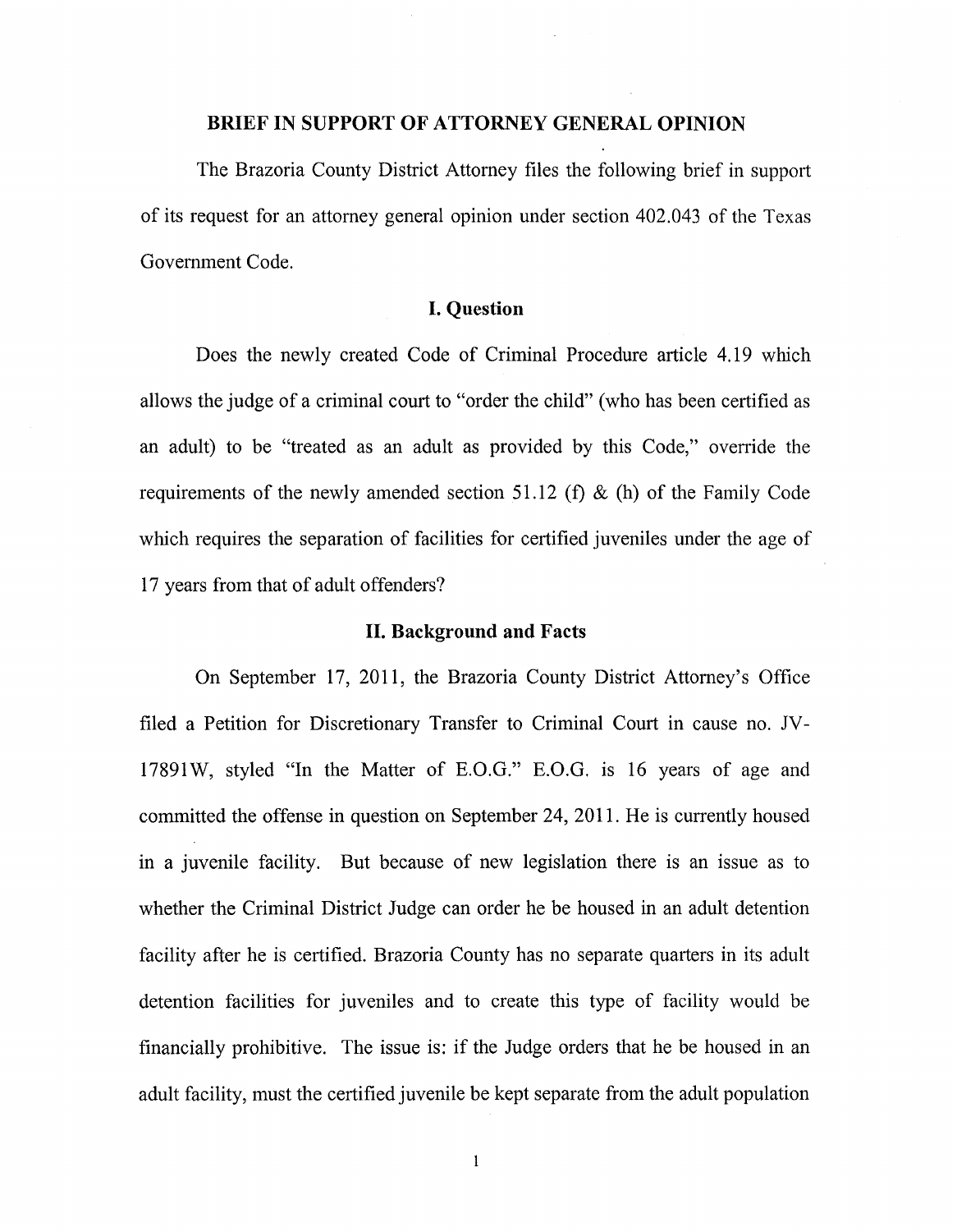## BRIEF IN SUPPORT OF ATTORNEY GENERAL OPINION

The Brazoria County District Attorney files the following brief in support of its request for an attorney general opinion under section 402.043 of the Texas Government Code.

### I. Question

Does the newly created Code of Criminal Procedure article 4.19 which allows the judge of a criminal court to "order the child" (who has been certified as an adult) to be "treated as an adult as provided by this Code," override the requirements of the newly amended section 51.12 (f) & (h) of the Family Code which requires the separation of facilities for certified juveniles under the age of 17 years from that of adult offenders?

### II. Background and Facts

On September 17, 2011, the Brazoria County District Attorney's Office filed a Petition for Discretionary Transfer to Criminal Court in cause no. JV-17891W, styled "In the Matter of E.O.G." E.O.G. is 16 years of age and committed the offense in question on September 24, 2011. He is currently housed in a juvenile facility. But because of new legislation there is an issue as to whether the Criminal District Judge can order he be housed in an adult detention facility after he is certified. Brazoria County has no separate quarters in its adult detention facilities for juveniles and to create this type of facility would be financially prohibitive. The issue is: if the Judge orders that he be housed in an adult facility, must the certified juvenile be kept separate from the adult population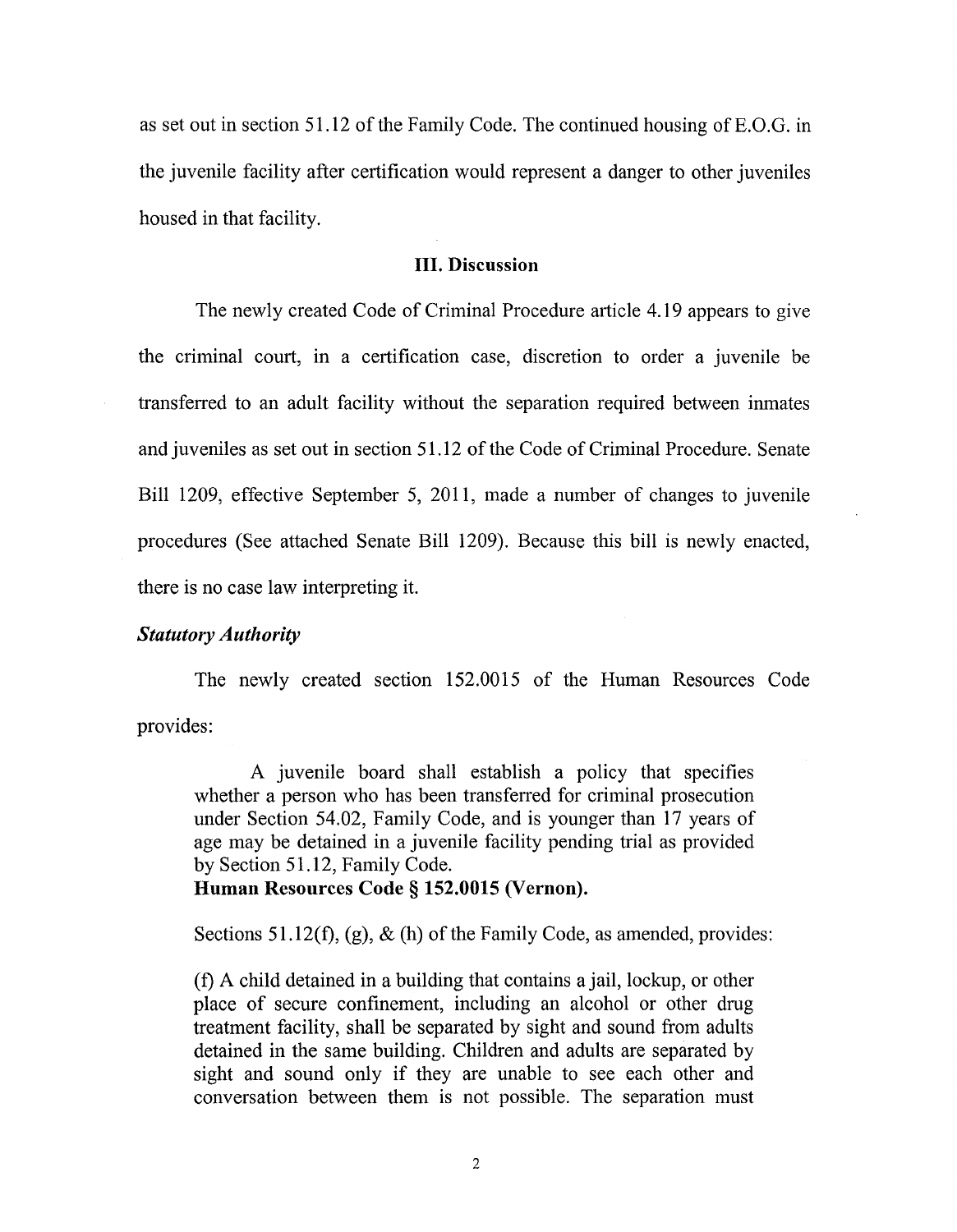as set out in section 51.12 of the Family Code. The continued housing of E.O.G. in the juvenile facility after certification would represent a danger to other juveniles housed in that facility.

### III. Discussion

The newly created Code of Criminal Procedure article 4.19 appears to give the criminal court, in a certification case, discretion to order a juvenile be transferred to an adult facility without the separation required between inmates and juveniles as set out in section 51.12 of the Code of Criminal Procedure. Senate Bill 1209, effective September 5, 2011, made a number of changes to juvenile procedures (See attached Senate Bill 1209). Because this bill is newly enacted, there is no case law interpreting it.

***Statutory Authority***

The newly created section 152.0015 of the Human Resources Code provides:

> A juvenile board shall establish a policy that specifies whether a person who has been transferred for criminal prosecution under Section 54.02, Family Code, and is younger than 17 years of age may be detained in a juvenile facility pending trial as provided by Section 51.12, Family Code.
> **Human Resources Code § 152.0015 (Vernon).**

Sections 51.12(f), (g), & (h) of the Family Code, as amended, provides:

> (f) A child detained in a building that contains a jail, lockup, or other place of secure confinement, including an alcohol or other drug treatment facility, shall be separated by sight and sound from adults detained in the same building. Children and adults are separated by sight and sound only if they are unable to see each other and conversation between them is not possible. The separation must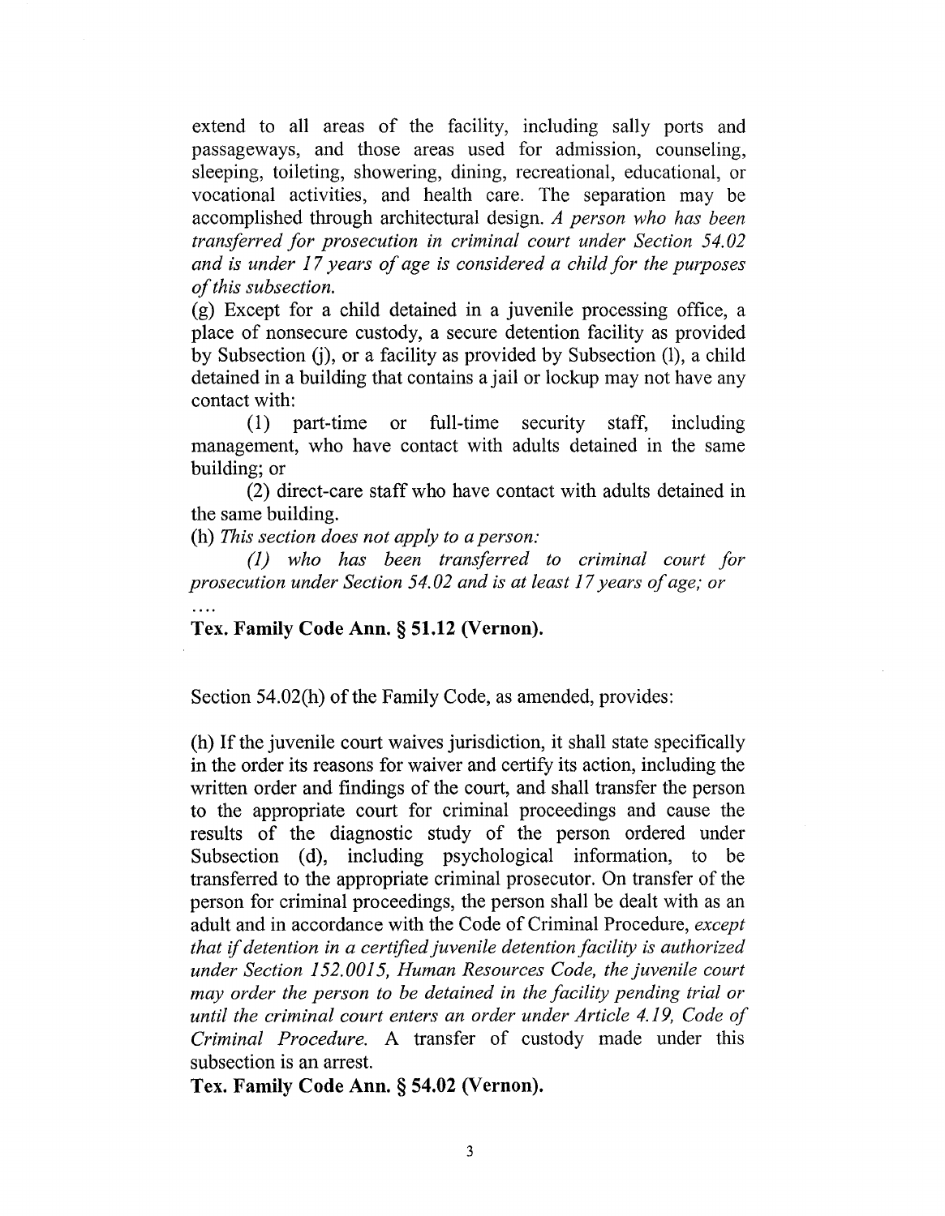extend to all areas of the facility, including sally ports and passageways, and those areas used for admission, counseling, sleeping, toileting, showering, dining, recreational, educational, or vocational activities, and health care. The separation may be accomplished through architectural design. *A person who has been transferred for prosecution in criminal court under Section 54.02 and is under 17 years of age is considered a child for the purposes of this subsection.*

(g) Except for a child detained in a juvenile processing office, a place of nonsecure custody, a secure detention facility as provided by Subsection (j), or a facility as provided by Subsection (l), a child detained in a building that contains a jail or lockup may not have any contact with:

(1) part-time or full-time security staff, including management, who have contact with adults detained in the same building; or

(2) direct-care staff who have contact with adults detained in the same building.

(h) *This section does not apply to a person:*

*(1) who has been transferred to criminal court for prosecution under Section 54.02 and is at least 17 years of age; or*

....

**Tex. Family Code Ann. § 51.12 (Vernon).**

Section 54.02(h) of the Family Code, as amended, provides:

(h) If the juvenile court waives jurisdiction, it shall state specifically in the order its reasons for waiver and certify its action, including the written order and findings of the court, and shall transfer the person to the appropriate court for criminal proceedings and cause the results of the diagnostic study of the person ordered under Subsection (d), including psychological information, to be transferred to the appropriate criminal prosecutor. On transfer of the person for criminal proceedings, the person shall be dealt with as an adult and in accordance with the Code of Criminal Procedure, *except that if detention in a certified juvenile detention facility is authorized under Section 152.0015, Human Resources Code, the juvenile court may order the person to be detained in the facility pending trial or until the criminal court enters an order under Article 4.19, Code of Criminal Procedure.* A transfer of custody made under this subsection is an arrest.

**Tex. Family Code Ann. § 54.02 (Vernon).**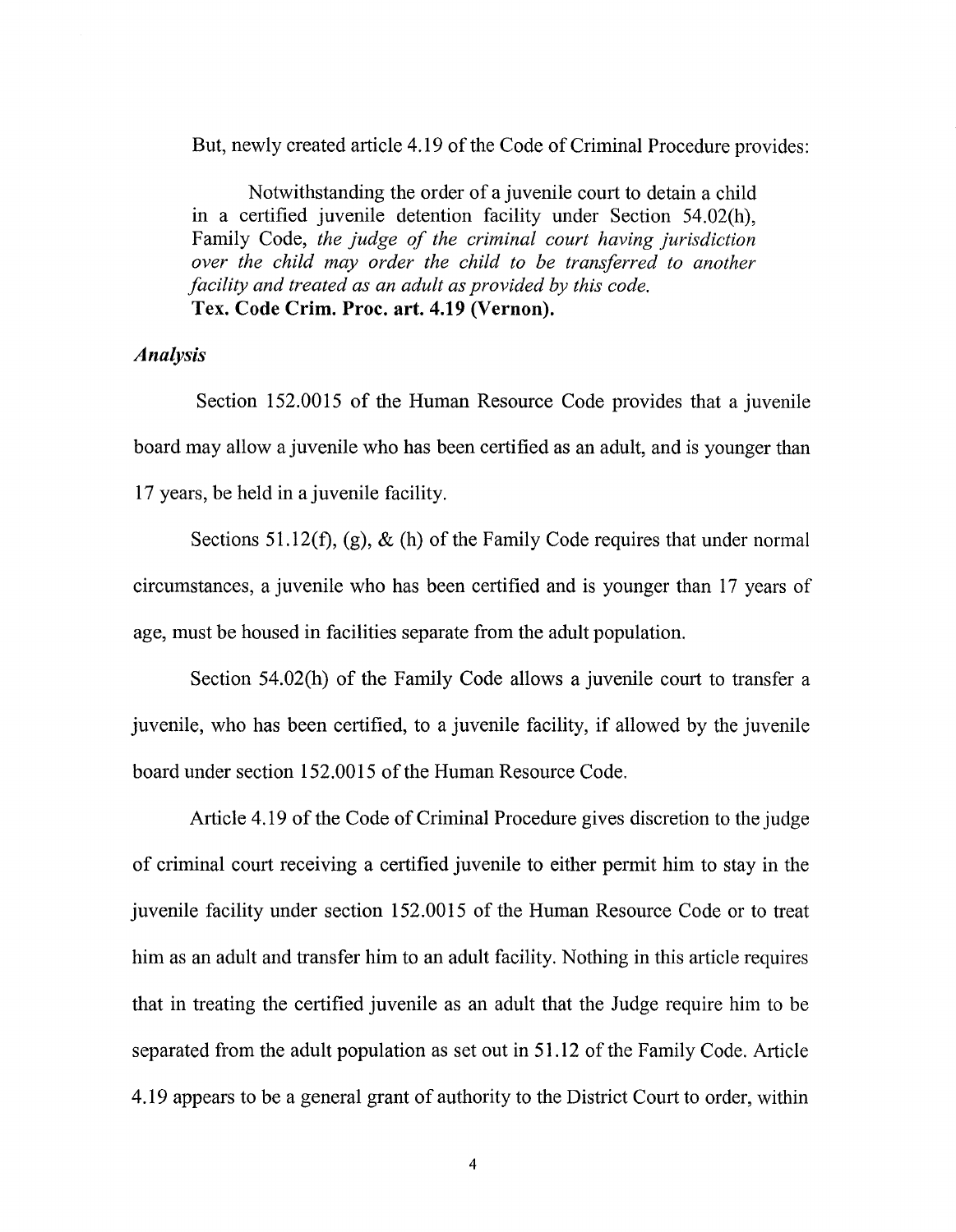But, newly created article 4.19 of the Code of Criminal Procedure provides:

> Notwithstanding the order of a juvenile court to detain a child in a certified juvenile detention facility under Section 54.02(h), Family Code, *the judge of the criminal court having jurisdiction over the child may order the child to be transferred to another facility and treated as an adult as provided by this code.*
> **Tex. Code Crim. Proc. art. 4.19 (Vernon).**

### *Analysis*

Section 152.0015 of the Human Resource Code provides that a juvenile board may allow a juvenile who has been certified as an adult, and is younger than 17 years, be held in a juvenile facility.

Sections 51.12(f), (g), & (h) of the Family Code requires that under normal circumstances, a juvenile who has been certified and is younger than 17 years of age, must be housed in facilities separate from the adult population.

Section 54.02(h) of the Family Code allows a juvenile court to transfer a juvenile, who has been certified, to a juvenile facility, if allowed by the juvenile board under section 152.0015 of the Human Resource Code.

Article 4.19 of the Code of Criminal Procedure gives discretion to the judge of criminal court receiving a certified juvenile to either permit him to stay in the juvenile facility under section 152.0015 of the Human Resource Code or to treat him as an adult and transfer him to an adult facility. Nothing in this article requires that in treating the certified juvenile as an adult that the Judge require him to be separated from the adult population as set out in 51.12 of the Family Code. Article 4.19 appears to be a general grant of authority to the District Court to order, within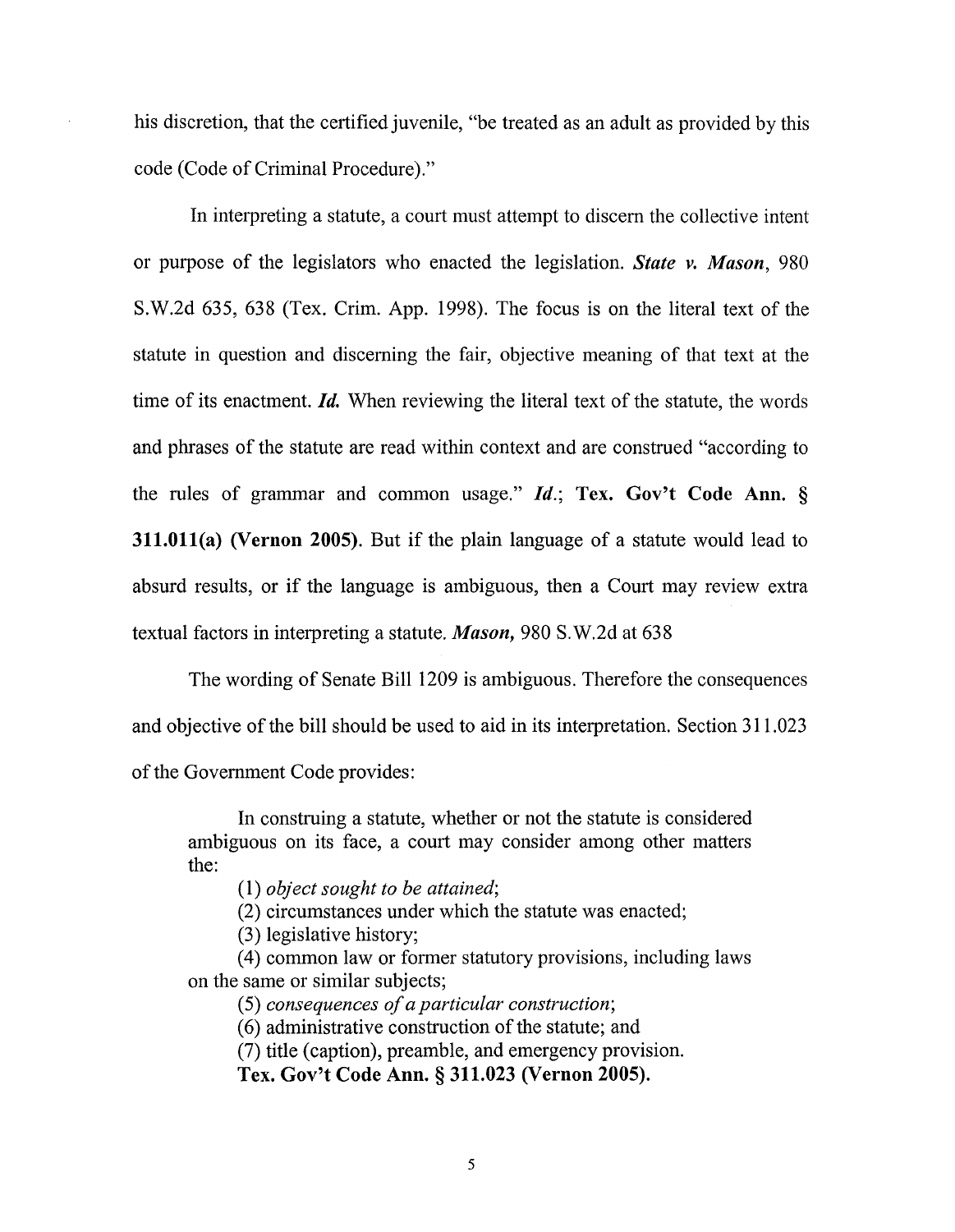his discretion, that the certified juvenile, "be treated as an adult as provided by this code (Code of Criminal Procedure)."

In interpreting a statute, a court must attempt to discern the collective intent or purpose of the legislators who enacted the legislation. ***State v. Mason***, 980 S.W.2d 635, 638 (Tex. Crim. App. 1998). The focus is on the literal text of the statute in question and discerning the fair, objective meaning of that text at the time of its enactment. ***Id.*** When reviewing the literal text of the statute, the words and phrases of the statute are read within context and are construed "according to the rules of grammar and common usage." ***Id.***; **Tex. Gov't Code Ann. § 311.011(a) (Vernon 2005).** But if the plain language of a statute would lead to absurd results, or if the language is ambiguous, then a Court may review extra textual factors in interpreting a statute. ***Mason,*** 980 S.W.2d at 638

The wording of Senate Bill 1209 is ambiguous. Therefore the consequences and objective of the bill should be used to aid in its interpretation. Section 311.023 of the Government Code provides:

> In construing a statute, whether or not the statute is considered ambiguous on its face, a court may consider among other matters the:
>
> (1) *object sought to be attained*;
>
> (2) circumstances under which the statute was enacted;
>
> (3) legislative history;
>
> (4) common law or former statutory provisions, including laws on the same or similar subjects;
>
> (5) *consequences of a particular construction*;
>
> (6) administrative construction of the statute; and
>
> (7) title (caption), preamble, and emergency provision.
>
> **Tex. Gov't Code Ann. § 311.023 (Vernon 2005).**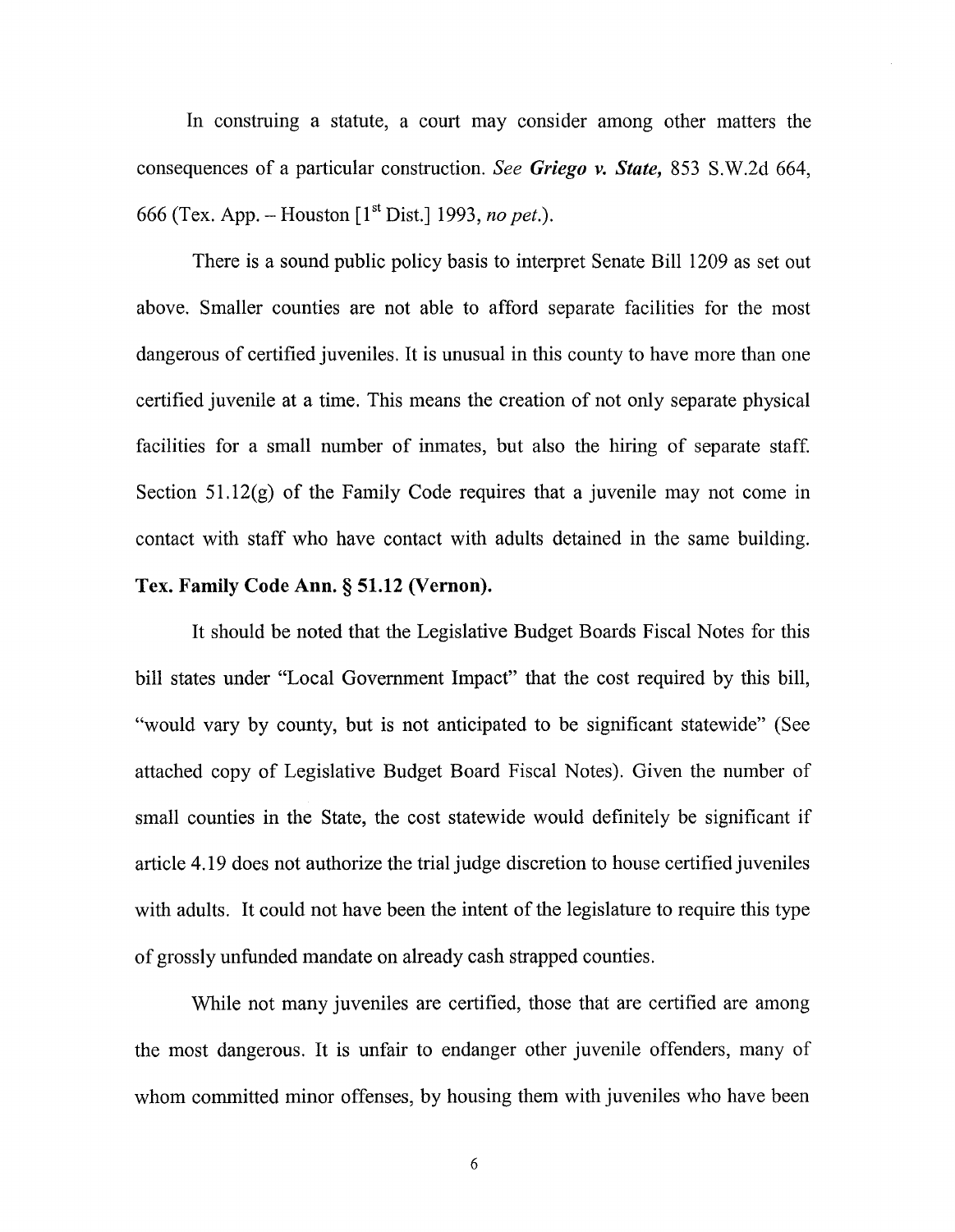In construing a statute, a court may consider among other matters the consequences of a particular construction. *See* ***Griego v. State,*** 853 S.W.2d 664, 666 (Tex. App. – Houston [1st Dist.] 1993, *no pet.*).

There is a sound public policy basis to interpret Senate Bill 1209 as set out above. Smaller counties are not able to afford separate facilities for the most dangerous of certified juveniles. It is unusual in this county to have more than one certified juvenile at a time. This means the creation of not only separate physical facilities for a small number of inmates, but also the hiring of separate staff. Section 51.12(g) of the Family Code requires that a juvenile may not come in contact with staff who have contact with adults detained in the same building. **Tex. Family Code Ann. § 51.12 (Vernon).**

It should be noted that the Legislative Budget Boards Fiscal Notes for this bill states under "Local Government Impact" that the cost required by this bill, "would vary by county, but is not anticipated to be significant statewide" (See attached copy of Legislative Budget Board Fiscal Notes). Given the number of small counties in the State, the cost statewide would definitely be significant if article 4.19 does not authorize the trial judge discretion to house certified juveniles with adults. It could not have been the intent of the legislature to require this type of grossly unfunded mandate on already cash strapped counties.

While not many juveniles are certified, those that are certified are among the most dangerous. It is unfair to endanger other juvenile offenders, many of whom committed minor offenses, by housing them with juveniles who have been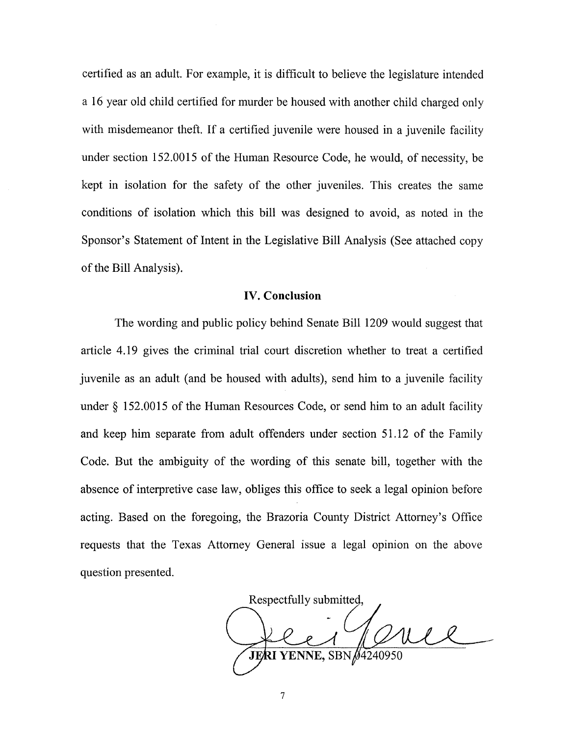certified as an adult. For example, it is difficult to believe the legislature intended a 16 year old child certified for murder be housed with another child charged only with misdemeanor theft. If a certified juvenile were housed in a juvenile facility under section 152.0015 of the Human Resource Code, he would, of necessity, be kept in isolation for the safety of the other juveniles. This creates the same conditions of isolation which this bill was designed to avoid, as noted in the Sponsor's Statement of Intent in the Legislative Bill Analysis (See attached copy of the Bill Analysis).

## IV. Conclusion

The wording and public policy behind Senate Bill 1209 would suggest that article 4.19 gives the criminal trial court discretion whether to treat a certified juvenile as an adult (and be housed with adults), send him to a juvenile facility under § 152.0015 of the Human Resources Code, or send him to an adult facility and keep him separate from adult offenders under section 51.12 of the Family Code. But the ambiguity of the wording of this senate bill, together with the absence of interpretive case law, obliges this office to seek a legal opinion before acting. Based on the foregoing, the Brazoria County District Attorney's Office requests that the Texas Attorney General issue a legal opinion on the above question presented.

Respectfully submitted,

**JERI YENNE**, SBN 04240950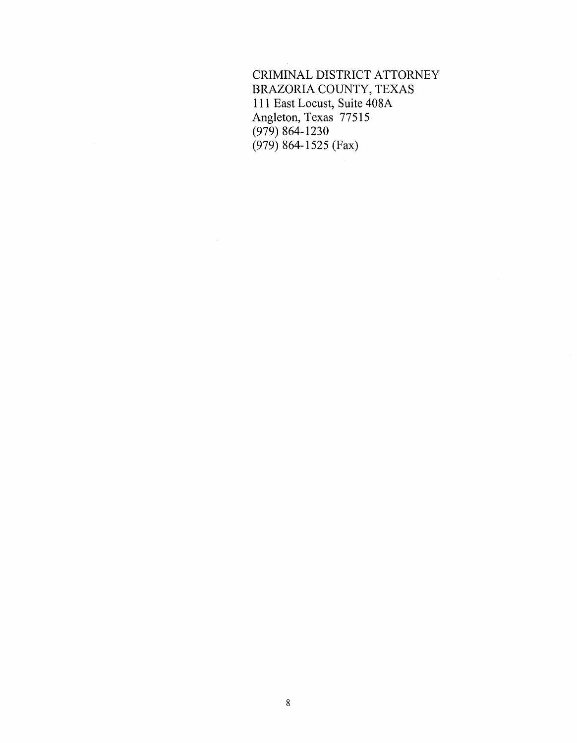CRIMINAL DISTRICT ATTORNEY
BRAZORIA COUNTY, TEXAS
111 East Locust, Suite 408A
Angleton, Texas 77515
(979) 864-1230
(979) 864-1525 (Fax)